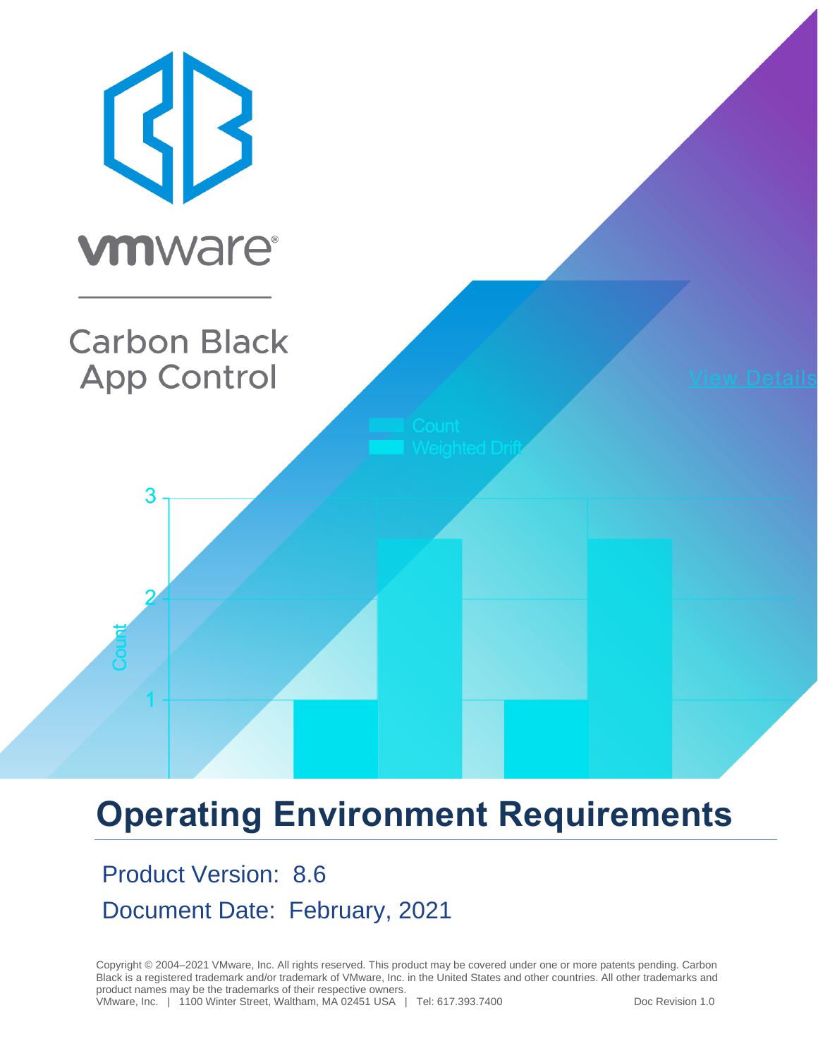Carbon Black
App Control

# Operating Environment Requirements

Product Version: 8.6

Document Date: February, 2021

Copyright © 2004–2021 VMware, Inc. All rights reserved. This product may be covered under one or more patents pending. Carbon Black is a registered trademark and/or trademark of VMware, Inc. in the United States and other countries. All other trademarks and product names may be the trademarks of their respective owners.
VMware, Inc. | 1100 Winter Street, Waltham, MA 02451 USA | Tel: 617.393.7400 Doc Revision 1.0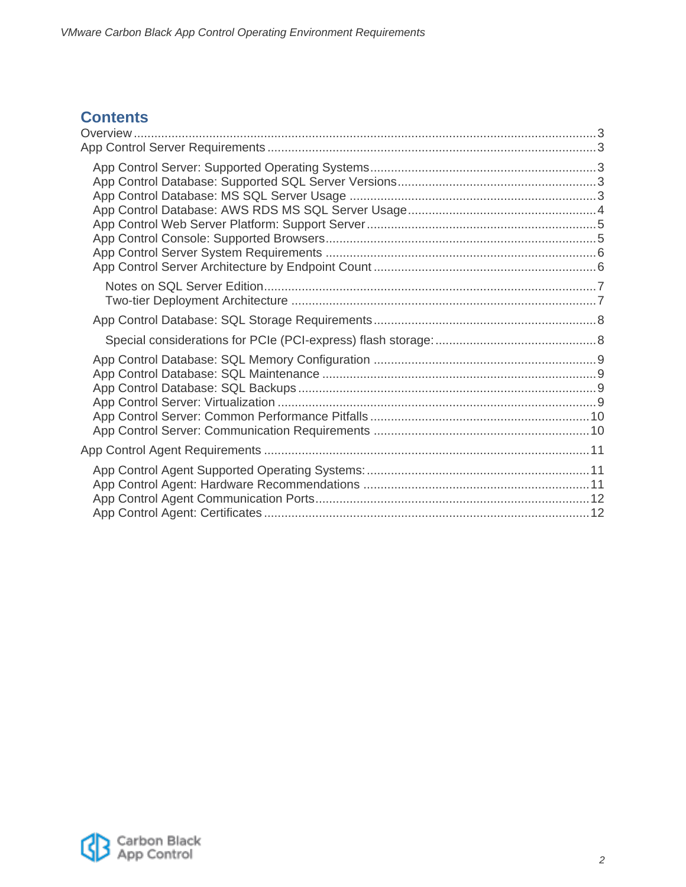## Contents

- Overview ..... 3
- App Control Server Requirements ..... 3
  - App Control Server: Supported Operating Systems ..... 3
  - App Control Database: Supported SQL Server Versions ..... 3
  - App Control Database: MS SQL Server Usage ..... 3
  - App Control Database: AWS RDS MS SQL Server Usage ..... 4
  - App Control Web Server Platform: Support Server ..... 5
  - App Control Console: Supported Browsers ..... 5
  - App Control Server System Requirements ..... 6
  - App Control Server Architecture by Endpoint Count ..... 6
    - Notes on SQL Server Edition ..... 7
    - Two-tier Deployment Architecture ..... 7
  - App Control Database: SQL Storage Requirements ..... 8
    - Special considerations for PCIe (PCI-express) flash storage: ..... 8
  - App Control Database: SQL Memory Configuration ..... 9
  - App Control Database: SQL Maintenance ..... 9
  - App Control Database: SQL Backups ..... 9
  - App Control Server: Virtualization ..... 9
  - App Control Server: Common Performance Pitfalls ..... 10
  - App Control Server: Communication Requirements ..... 10
- App Control Agent Requirements ..... 11
  - App Control Agent Supported Operating Systems: ..... 11
  - App Control Agent: Hardware Recommendations ..... 11
  - App Control Agent Communication Ports ..... 12
  - App Control Agent: Certificates ..... 12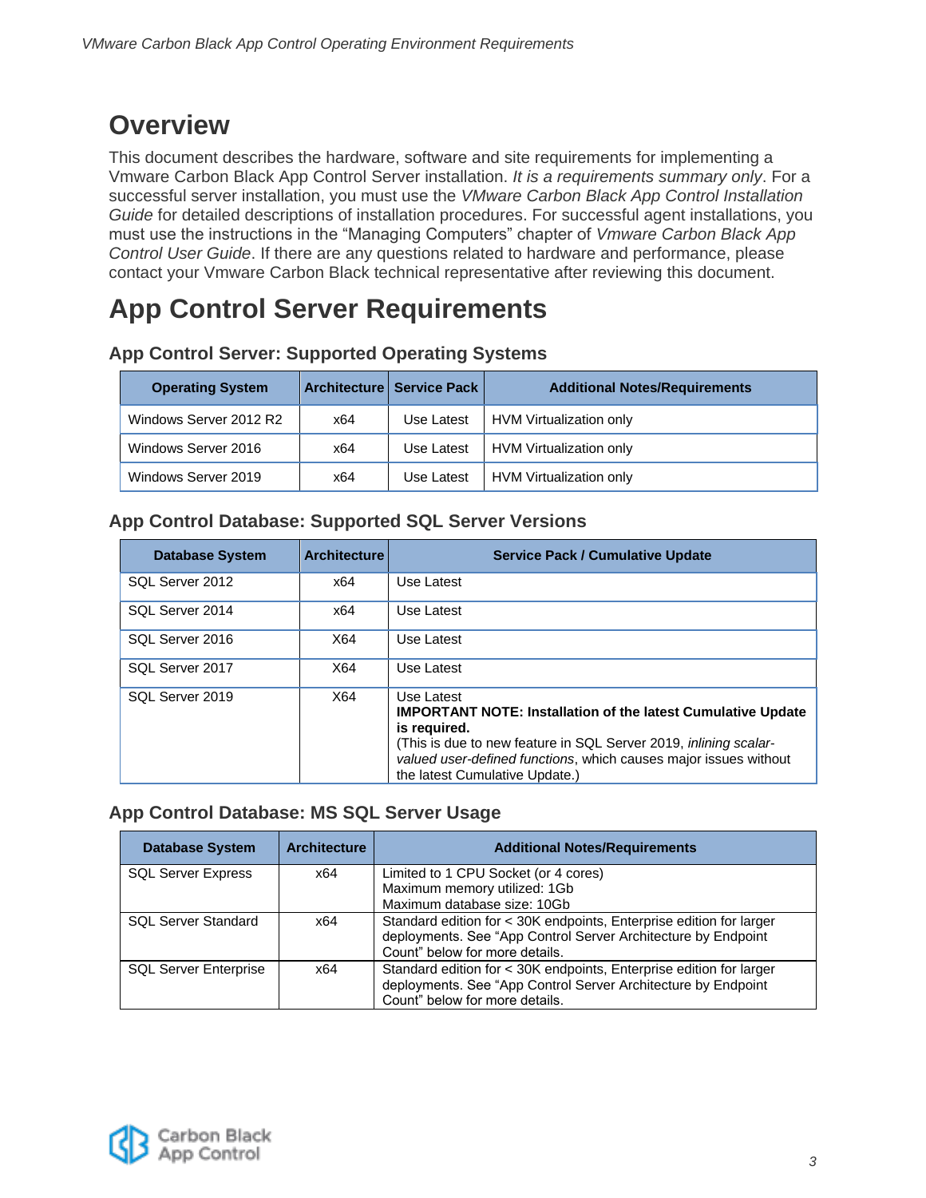# Overview

This document describes the hardware, software and site requirements for implementing a Vmware Carbon Black App Control Server installation. *It is a requirements summary only*. For a successful server installation, you must use the *VMware Carbon Black App Control Installation Guide* for detailed descriptions of installation procedures. For successful agent installations, you must use the instructions in the "Managing Computers" chapter of *Vmware Carbon Black App Control User Guide*. If there are any questions related to hardware and performance, please contact your Vmware Carbon Black technical representative after reviewing this document.

# App Control Server Requirements

### App Control Server: Supported Operating Systems

| Operating System | Architecture | Service Pack | Additional Notes/Requirements |
|---|---|---|---|
| Windows Server 2012 R2 | x64 | Use Latest | HVM Virtualization only |
| Windows Server 2016 | x64 | Use Latest | HVM Virtualization only |
| Windows Server 2019 | x64 | Use Latest | HVM Virtualization only |

### App Control Database: Supported SQL Server Versions

| Database System | Architecture | Service Pack / Cumulative Update |
|---|---|---|
| SQL Server 2012 | x64 | Use Latest |
| SQL Server 2014 | x64 | Use Latest |
| SQL Server 2016 | X64 | Use Latest |
| SQL Server 2017 | X64 | Use Latest |
| SQL Server 2019 | X64 | Use Latest<br>**IMPORTANT NOTE: Installation of the latest Cumulative Update is required.**<br>(This is due to new feature in SQL Server 2019, *inlining scalar-valued user-defined functions*, which causes major issues without the latest Cumulative Update.) |

### App Control Database: MS SQL Server Usage

| Database System | Architecture | Additional Notes/Requirements |
|---|---|---|
| SQL Server Express | x64 | Limited to 1 CPU Socket (or 4 cores)<br>Maximum memory utilized: 1Gb<br>Maximum database size: 10Gb |
| SQL Server Standard | x64 | Standard edition for < 30K endpoints, Enterprise edition for larger deployments. See "App Control Server Architecture by Endpoint Count" below for more details. |
| SQL Server Enterprise | x64 | Standard edition for < 30K endpoints, Enterprise edition for larger deployments. See "App Control Server Architecture by Endpoint Count" below for more details. |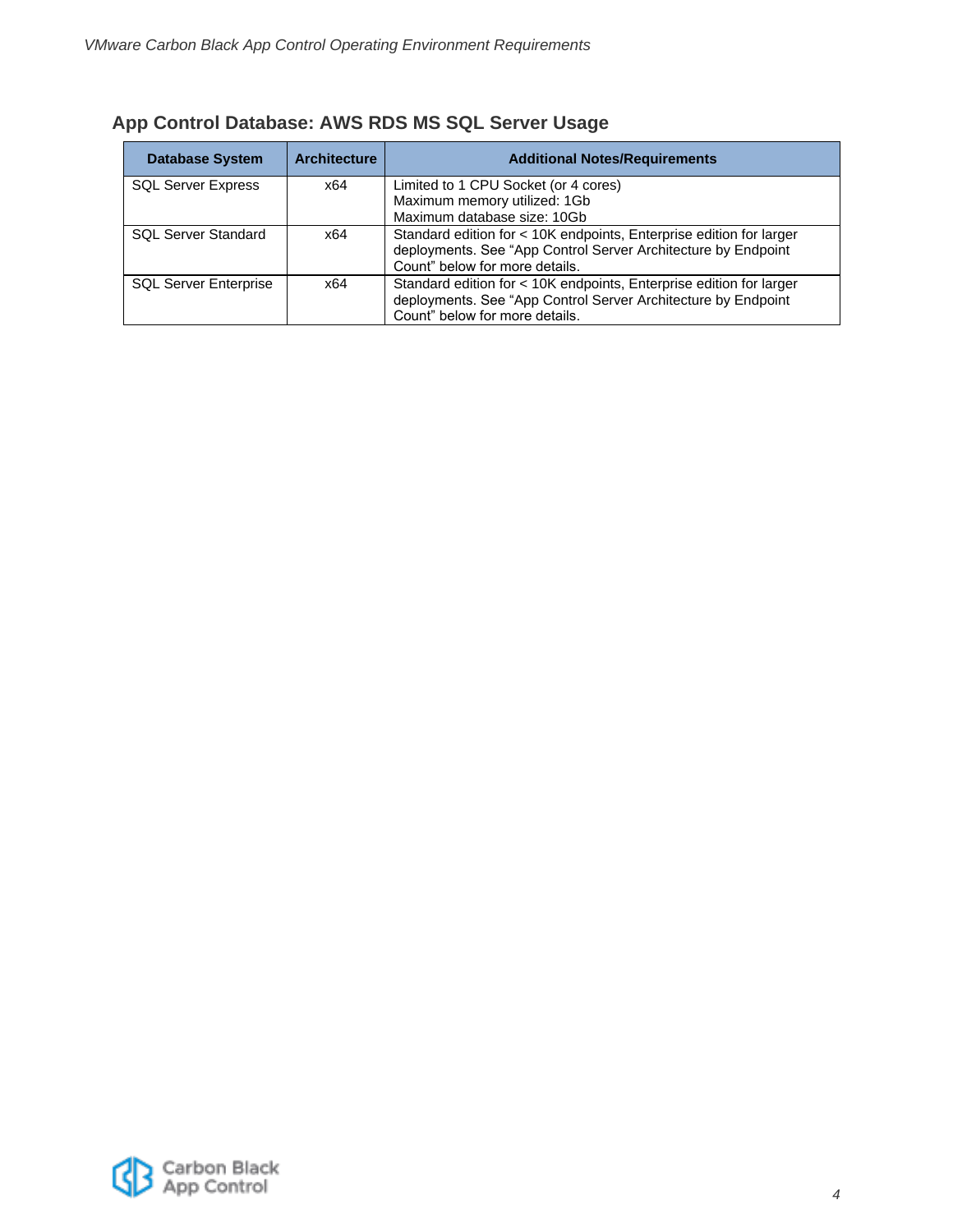## App Control Database: AWS RDS MS SQL Server Usage

| Database System | Architecture | Additional Notes/Requirements |
| --- | --- | --- |
| SQL Server Express | x64 | Limited to 1 CPU Socket (or 4 cores)<br>Maximum memory utilized: 1Gb<br>Maximum database size: 10Gb |
| SQL Server Standard | x64 | Standard edition for < 10K endpoints, Enterprise edition for larger deployments. See “App Control Server Architecture by Endpoint Count” below for more details. |
| SQL Server Enterprise | x64 | Standard edition for < 10K endpoints, Enterprise edition for larger deployments. See “App Control Server Architecture by Endpoint Count” below for more details. |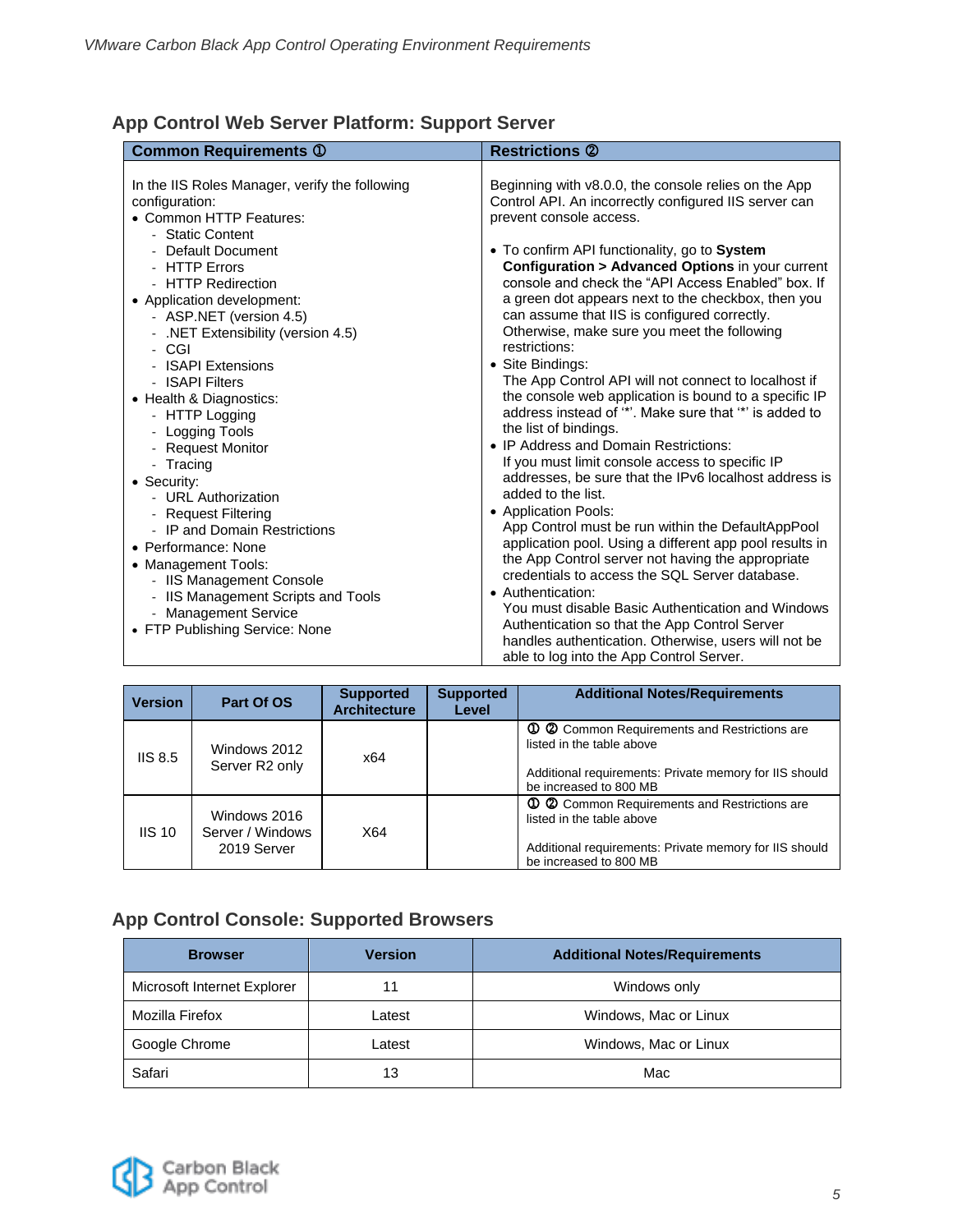## App Control Web Server Platform: Support Server

| Common Requirements ① | Restrictions ② |
|---|---|
| In the IIS Roles Manager, verify the following configuration:<br>• Common HTTP Features:<br>  - Static Content<br>  - Default Document<br>  - HTTP Errors<br>  - HTTP Redirection<br>• Application development:<br>  - ASP.NET (version 4.5)<br>  - .NET Extensibility (version 4.5)<br>  - CGI<br>  - ISAPI Extensions<br>  - ISAPI Filters<br>• Health & Diagnostics:<br>  - HTTP Logging<br>  - Logging Tools<br>  - Request Monitor<br>  - Tracing<br>• Security:<br>  - URL Authorization<br>  - Request Filtering<br>  - IP and Domain Restrictions<br>• Performance: None<br>• Management Tools:<br>  - IIS Management Console<br>  - IIS Management Scripts and Tools<br>  - Management Service<br>• FTP Publishing Service: None | Beginning with v8.0.0, the console relies on the App Control API. An incorrectly configured IIS server can prevent console access.<br><br>• To confirm API functionality, go to **System Configuration > Advanced Options** in your current console and check the "API Access Enabled" box. If a green dot appears next to the checkbox, then you can assume that IIS is configured correctly. Otherwise, make sure you meet the following restrictions:<br>• Site Bindings:<br>The App Control API will not connect to localhost if the console web application is bound to a specific IP address instead of '*'. Make sure that '*' is added to the list of bindings.<br>• IP Address and Domain Restrictions:<br>If you must limit console access to specific IP addresses, be sure that the IPv6 localhost address is added to the list.<br>• Application Pools:<br>App Control must be run within the DefaultAppPool application pool. Using a different app pool results in the App Control server not having the appropriate credentials to access the SQL Server database.<br>• Authentication:<br>You must disable Basic Authentication and Windows Authentication so that the App Control Server handles authentication. Otherwise, users will not be able to log into the App Control Server. |

| Version | Part Of OS | Supported Architecture | Supported Level | Additional Notes/Requirements |
|---|---|---|---|---|
| IIS 8.5 | Windows 2012 Server R2 only | x64 | | ① ② Common Requirements and Restrictions are listed in the table above<br><br>Additional requirements: Private memory for IIS should be increased to 800 MB |
| IIS 10 | Windows 2016 Server / Windows 2019 Server | X64 | | ① ② Common Requirements and Restrictions are listed in the table above<br><br>Additional requirements: Private memory for IIS should be increased to 800 MB |

## App Control Console: Supported Browsers

| Browser | Version | Additional Notes/Requirements |
|---|---|---|
| Microsoft Internet Explorer | 11 | Windows only |
| Mozilla Firefox | Latest | Windows, Mac or Linux |
| Google Chrome | Latest | Windows, Mac or Linux |
| Safari | 13 | Mac |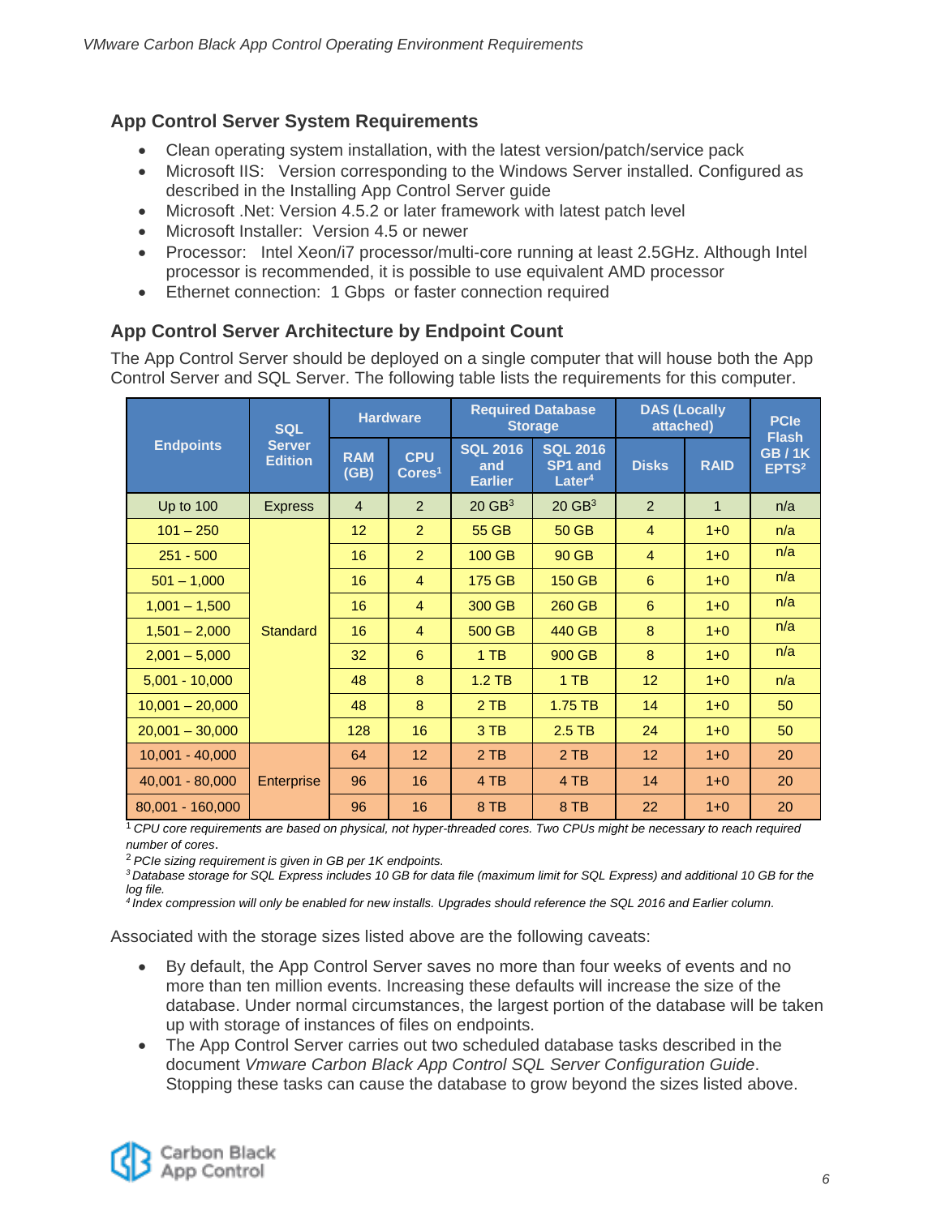## App Control Server System Requirements

- Clean operating system installation, with the latest version/patch/service pack
- Microsoft IIS: Version corresponding to the Windows Server installed. Configured as described in the Installing App Control Server guide
- Microsoft .Net: Version 4.5.2 or later framework with latest patch level
- Microsoft Installer: Version 4.5 or newer
- Processor: Intel Xeon/i7 processor/multi-core running at least 2.5GHz. Although Intel processor is recommended, it is possible to use equivalent AMD processor
- Ethernet connection: 1 Gbps or faster connection required

## App Control Server Architecture by Endpoint Count

The App Control Server should be deployed on a single computer that will house both the App Control Server and SQL Server. The following table lists the requirements for this computer.

| Endpoints | SQL Server Edition | Hardware | | Required Database Storage | | DAS (Locally attached) | | PCIe Flash GB / 1K EPTS[2] |
|---|---|---|---|---|---|---|---|---|
| | | RAM (GB) | CPU Cores[1] | SQL 2016 and Earlier | SQL 2016 SP1 and Later[4] | Disks | RAID | |
| Up to 100 | Express | 4 | 2 | 20 GB[3] | 20 GB[3] | 2 | 1 | n/a |
| 101 – 250 | Standard | 12 | 2 | 55 GB | 50 GB | 4 | 1+0 | n/a |
| 251 - 500 | Standard | 16 | 2 | 100 GB | 90 GB | 4 | 1+0 | n/a |
| 501 – 1,000 | Standard | 16 | 4 | 175 GB | 150 GB | 6 | 1+0 | n/a |
| 1,001 – 1,500 | Standard | 16 | 4 | 300 GB | 260 GB | 6 | 1+0 | n/a |
| 1,501 – 2,000 | Standard | 16 | 4 | 500 GB | 440 GB | 8 | 1+0 | n/a |
| 2,001 – 5,000 | Standard | 32 | 6 | 1 TB | 900 GB | 8 | 1+0 | n/a |
| 5,001 - 10,000 | Standard | 48 | 8 | 1.2 TB | 1 TB | 12 | 1+0 | n/a |
| 10,001 – 20,000 | Standard | 48 | 8 | 2 TB | 1.75 TB | 14 | 1+0 | 50 |
| 20,001 – 30,000 | Standard | 128 | 16 | 3 TB | 2.5 TB | 24 | 1+0 | 50 |
| 10,001 - 40,000 | Enterprise | 64 | 12 | 2 TB | 2 TB | 12 | 1+0 | 20 |
| 40,001 - 80,000 | Enterprise | 96 | 16 | 4 TB | 4 TB | 14 | 1+0 | 20 |
| 80,001 - 160,000 | Enterprise | 96 | 16 | 8 TB | 8 TB | 22 | 1+0 | 20 |

[1] *CPU core requirements are based on physical, not hyper-threaded cores. Two CPUs might be necessary to reach required number of cores.*

[2] *PCIe sizing requirement is given in GB per 1K endpoints.*

[3] *Database storage for SQL Express includes 10 GB for data file (maximum limit for SQL Express) and additional 10 GB for the log file.*

[4] *Index compression will only be enabled for new installs. Upgrades should reference the SQL 2016 and Earlier column.*

Associated with the storage sizes listed above are the following caveats:

- By default, the App Control Server saves no more than four weeks of events and no more than ten million events. Increasing these defaults will increase the size of the database. Under normal circumstances, the largest portion of the database will be taken up with storage of instances of files on endpoints.
- The App Control Server carries out two scheduled database tasks described in the document *Vmware Carbon Black App Control SQL Server Configuration Guide*. Stopping these tasks can cause the database to grow beyond the sizes listed above.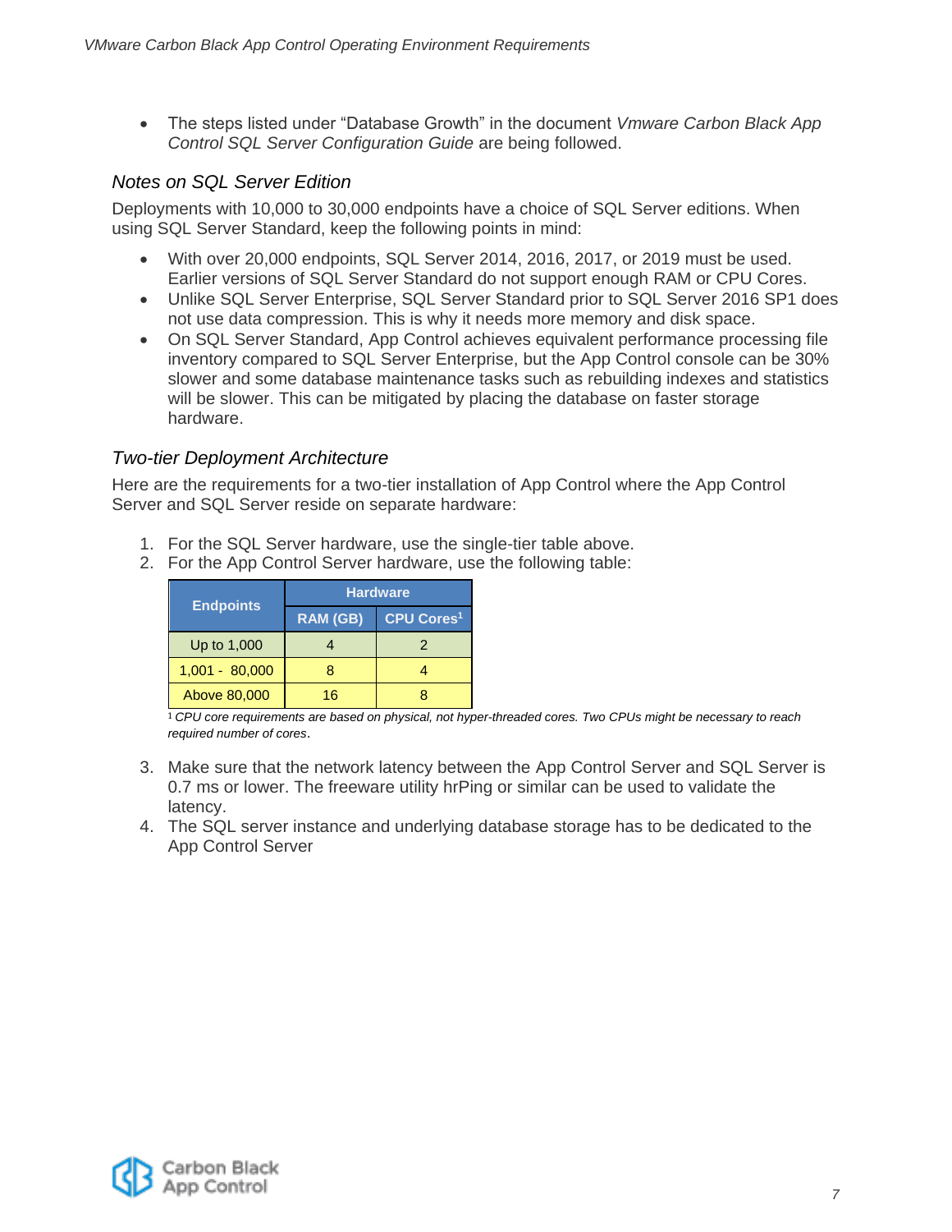- The steps listed under “Database Growth” in the document *Vmware Carbon Black App Control SQL Server Configuration Guide* are being followed.

### *Notes on SQL Server Edition*

Deployments with 10,000 to 30,000 endpoints have a choice of SQL Server editions. When using SQL Server Standard, keep the following points in mind:

- With over 20,000 endpoints, SQL Server 2014, 2016, 2017, or 2019 must be used. Earlier versions of SQL Server Standard do not support enough RAM or CPU Cores.
- Unlike SQL Server Enterprise, SQL Server Standard prior to SQL Server 2016 SP1 does not use data compression. This is why it needs more memory and disk space.
- On SQL Server Standard, App Control achieves equivalent performance processing file inventory compared to SQL Server Enterprise, but the App Control console can be 30% slower and some database maintenance tasks such as rebuilding indexes and statistics will be slower. This can be mitigated by placing the database on faster storage hardware.

### *Two-tier Deployment Architecture*

Here are the requirements for a two-tier installation of App Control where the App Control Server and SQL Server reside on separate hardware:

1. For the SQL Server hardware, use the single-tier table above.
2. For the App Control Server hardware, use the following table:

| Endpoints | Hardware | |
|---|---|---|
| | RAM (GB) | CPU Cores[1] |
| Up to 1,000 | 4 | 2 |
| 1,001 - 80,000 | 8 | 4 |
| Above 80,000 | 16 | 8 |

[1] *CPU core requirements are based on physical, not hyper-threaded cores. Two CPUs might be necessary to reach required number of cores*.

3. Make sure that the network latency between the App Control Server and SQL Server is 0.7 ms or lower. The freeware utility hrPing or similar can be used to validate the latency.
4. The SQL server instance and underlying database storage has to be dedicated to the App Control Server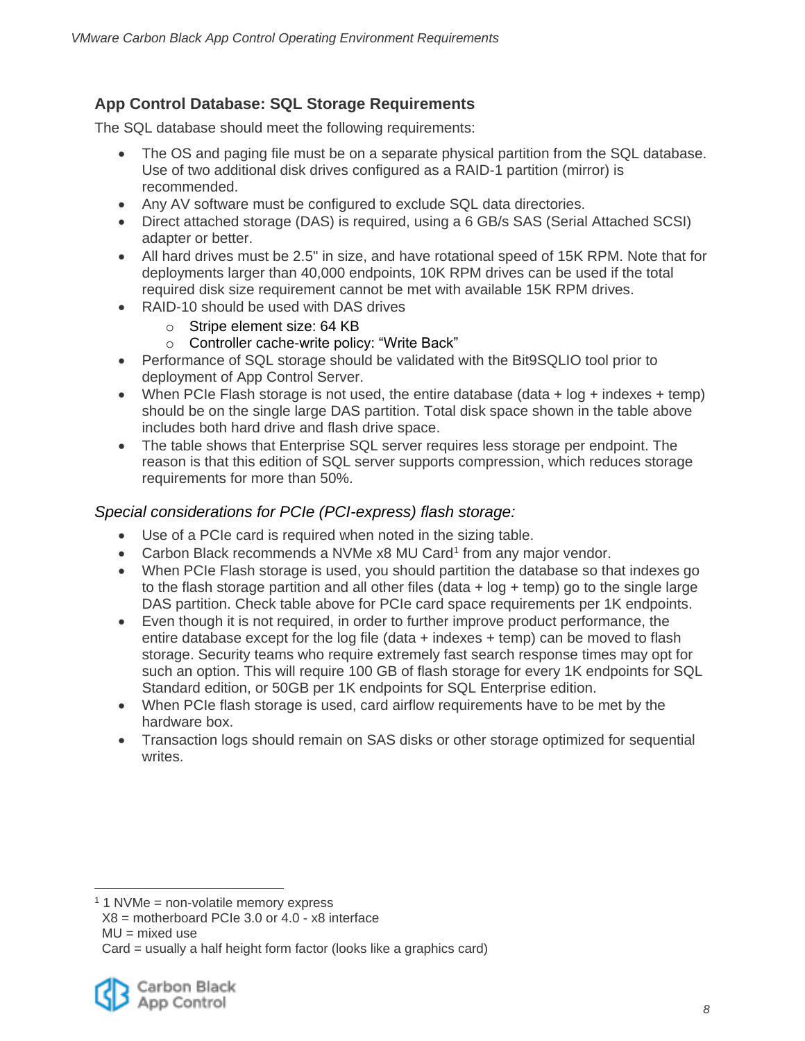### App Control Database: SQL Storage Requirements

The SQL database should meet the following requirements:

- The OS and paging file must be on a separate physical partition from the SQL database. Use of two additional disk drives configured as a RAID-1 partition (mirror) is recommended.
- Any AV software must be configured to exclude SQL data directories.
- Direct attached storage (DAS) is required, using a 6 GB/s SAS (Serial Attached SCSI) adapter or better.
- All hard drives must be 2.5" in size, and have rotational speed of 15K RPM. Note that for deployments larger than 40,000 endpoints, 10K RPM drives can be used if the total required disk size requirement cannot be met with available 15K RPM drives.
- RAID-10 should be used with DAS drives
  - Stripe element size: 64 KB
  - Controller cache-write policy: "Write Back"
- Performance of SQL storage should be validated with the Bit9SQLIO tool prior to deployment of App Control Server.
- When PCIe Flash storage is not used, the entire database (data + log + indexes + temp) should be on the single large DAS partition. Total disk space shown in the table above includes both hard drive and flash drive space.
- The table shows that Enterprise SQL server requires less storage per endpoint. The reason is that this edition of SQL server supports compression, which reduces storage requirements for more than 50%.

*Special considerations for PCIe (PCI-express) flash storage:*

- Use of a PCIe card is required when noted in the sizing table.
- Carbon Black recommends a NVMe x8 MU Card[1] from any major vendor.
- When PCIe Flash storage is used, you should partition the database so that indexes go to the flash storage partition and all other files (data + log + temp) go to the single large DAS partition. Check table above for PCIe card space requirements per 1K endpoints.
- Even though it is not required, in order to further improve product performance, the entire database except for the log file (data + indexes + temp) can be moved to flash storage. Security teams who require extremely fast search response times may opt for such an option. This will require 100 GB of flash storage for every 1K endpoints for SQL Standard edition, or 50GB per 1K endpoints for SQL Enterprise edition.
- When PCIe flash storage is used, card airflow requirements have to be met by the hardware box.
- Transaction logs should remain on SAS disks or other storage optimized for sequential writes.

---

[1] 1 NVMe = non-volatile memory express
X8 = motherboard PCIe 3.0 or 4.0 - x8 interface
MU = mixed use
Card = usually a half height form factor (looks like a graphics card)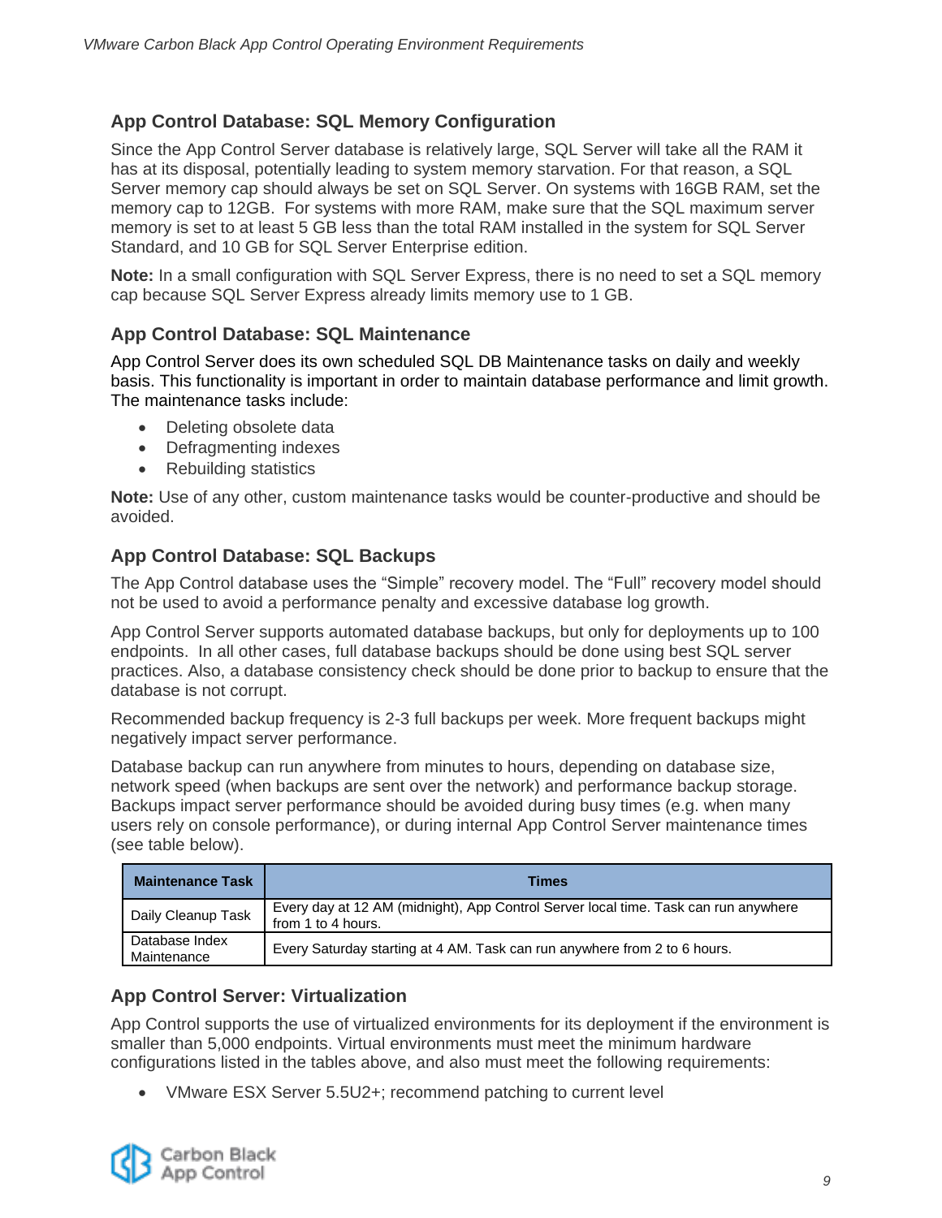## App Control Database: SQL Memory Configuration

Since the App Control Server database is relatively large, SQL Server will take all the RAM it has at its disposal, potentially leading to system memory starvation. For that reason, a SQL Server memory cap should always be set on SQL Server. On systems with 16GB RAM, set the memory cap to 12GB. For systems with more RAM, make sure that the SQL maximum server memory is set to at least 5 GB less than the total RAM installed in the system for SQL Server Standard, and 10 GB for SQL Server Enterprise edition.

**Note:** In a small configuration with SQL Server Express, there is no need to set a SQL memory cap because SQL Server Express already limits memory use to 1 GB.

## App Control Database: SQL Maintenance

App Control Server does its own scheduled SQL DB Maintenance tasks on daily and weekly basis. This functionality is important in order to maintain database performance and limit growth. The maintenance tasks include:

- Deleting obsolete data
- Defragmenting indexes
- Rebuilding statistics

**Note:** Use of any other, custom maintenance tasks would be counter-productive and should be avoided.

## App Control Database: SQL Backups

The App Control database uses the "Simple" recovery model. The "Full" recovery model should not be used to avoid a performance penalty and excessive database log growth.

App Control Server supports automated database backups, but only for deployments up to 100 endpoints. In all other cases, full database backups should be done using best SQL server practices. Also, a database consistency check should be done prior to backup to ensure that the database is not corrupt.

Recommended backup frequency is 2-3 full backups per week. More frequent backups might negatively impact server performance.

Database backup can run anywhere from minutes to hours, depending on database size, network speed (when backups are sent over the network) and performance backup storage. Backups impact server performance should be avoided during busy times (e.g. when many users rely on console performance), or during internal App Control Server maintenance times (see table below).

| Maintenance Task | Times |
| --- | --- |
| Daily Cleanup Task | Every day at 12 AM (midnight), App Control Server local time. Task can run anywhere from 1 to 4 hours. |
| Database Index Maintenance | Every Saturday starting at 4 AM. Task can run anywhere from 2 to 6 hours. |

## App Control Server: Virtualization

App Control supports the use of virtualized environments for its deployment if the environment is smaller than 5,000 endpoints. Virtual environments must meet the minimum hardware configurations listed in the tables above, and also must meet the following requirements:

- VMware ESX Server 5.5U2+; recommend patching to current level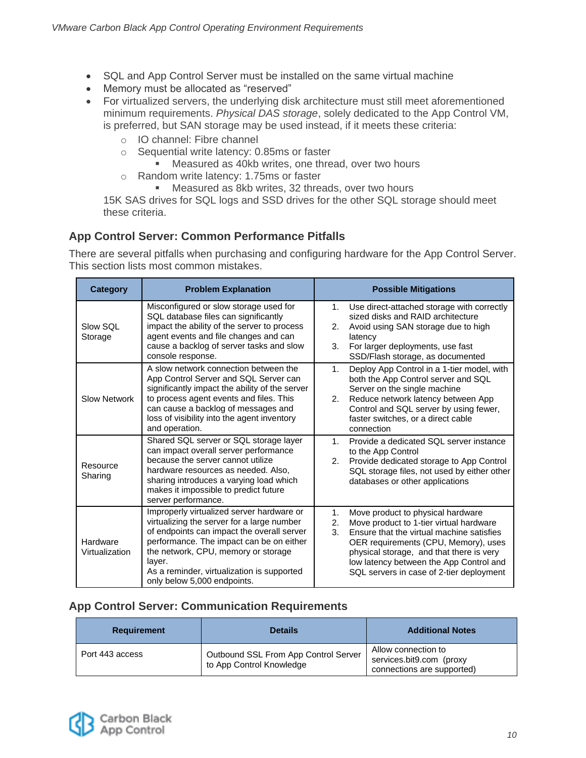- SQL and App Control Server must be installed on the same virtual machine
- Memory must be allocated as "reserved"
- For virtualized servers, the underlying disk architecture must still meet aforementioned minimum requirements. *Physical DAS storage*, solely dedicated to the App Control VM, is preferred, but SAN storage may be used instead, if it meets these criteria:
  - IO channel: Fibre channel
  - Sequential write latency: 0.85ms or faster
    - Measured as 40kb writes, one thread, over two hours
  - Random write latency: 1.75ms or faster
    - Measured as 8kb writes, 32 threads, over two hours

  15K SAS drives for SQL logs and SSD drives for the other SQL storage should meet these criteria.

### App Control Server: Common Performance Pitfalls

There are several pitfalls when purchasing and configuring hardware for the App Control Server. This section lists most common mistakes.

| Category | Problem Explanation | Possible Mitigations |
|---|---|---|
| Slow SQL Storage | Misconfigured or slow storage used for SQL database files can significantly impact the ability of the server to process agent events and file changes and can cause a backlog of server tasks and slow console response. | 1. Use direct-attached storage with correctly sized disks and RAID architecture<br>2. Avoid using SAN storage due to high latency<br>3. For larger deployments, use fast SSD/Flash storage, as documented |
| Slow Network | A slow network connection between the App Control Server and SQL Server can significantly impact the ability of the server to process agent events and files. This can cause a backlog of messages and loss of visibility into the agent inventory and operation. | 1. Deploy App Control in a 1-tier model, with both the App Control server and SQL Server on the single machine<br>2. Reduce network latency between App Control and SQL server by using fewer, faster switches, or a direct cable connection |
| Resource Sharing | Shared SQL server or SQL storage layer can impact overall server performance because the server cannot utilize hardware resources as needed. Also, sharing introduces a varying load which makes it impossible to predict future server performance. | 1. Provide a dedicated SQL server instance to the App Control<br>2. Provide dedicated storage to App Control SQL storage files, not used by either other databases or other applications |
| Hardware Virtualization | Improperly virtualized server hardware or virtualizing the server for a large number of endpoints can impact the overall server performance. The impact can be on either the network, CPU, memory or storage layer.<br>As a reminder, virtualization is supported only below 5,000 endpoints. | 1. Move product to physical hardware<br>2. Move product to 1-tier virtual hardware<br>3. Ensure that the virtual machine satisfies OER requirements (CPU, Memory), uses physical storage, and that there is very low latency between the App Control and SQL servers in case of 2-tier deployment |

### App Control Server: Communication Requirements

| Requirement | Details | Additional Notes |
|---|---|---|
| Port 443 access | Outbound SSL From App Control Server to App Control Knowledge | Allow connection to services.bit9.com (proxy connections are supported) |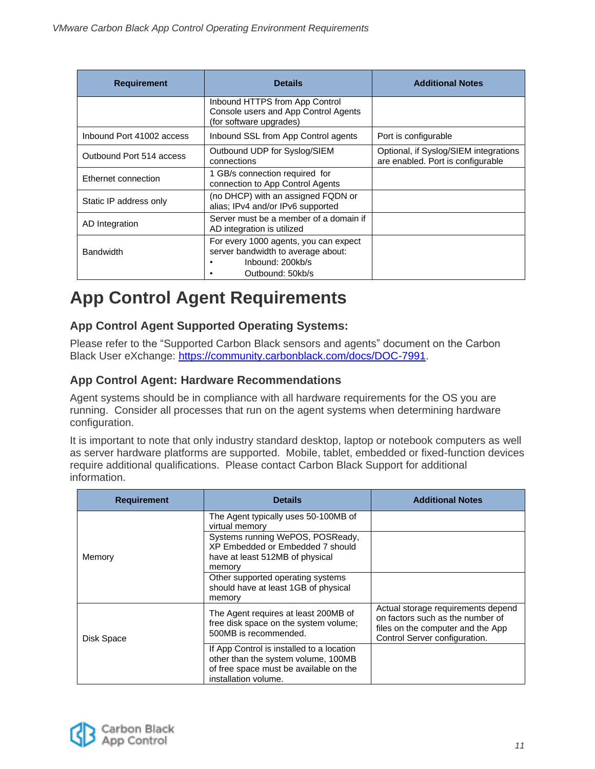| Requirement | Details | Additional Notes |
|---|---|---|
| | Inbound HTTPS from App Control Console users and App Control Agents (for software upgrades) | |
| Inbound Port 41002 access | Inbound SSL from App Control agents | Port is configurable |
| Outbound Port 514 access | Outbound UDP for Syslog/SIEM connections | Optional, if Syslog/SIEM integrations are enabled. Port is configurable |
| Ethernet connection | 1 GB/s connection required for connection to App Control Agents | |
| Static IP address only | (no DHCP) with an assigned FQDN or alias; IPv4 and/or IPv6 supported | |
| AD Integration | Server must be a member of a domain if AD integration is utilized | |
| Bandwidth | For every 1000 agents, you can expect server bandwidth to average about:<br>• Inbound: 200kb/s<br>• Outbound: 50kb/s | |

# App Control Agent Requirements

### App Control Agent Supported Operating Systems:

Please refer to the “Supported Carbon Black sensors and agents” document on the Carbon Black User eXchange: https://community.carbonblack.com/docs/DOC-7991.

### App Control Agent: Hardware Recommendations

Agent systems should be in compliance with all hardware requirements for the OS you are running. Consider all processes that run on the agent systems when determining hardware configuration.

It is important to note that only industry standard desktop, laptop or notebook computers as well as server hardware platforms are supported. Mobile, tablet, embedded or fixed-function devices require additional qualifications. Please contact Carbon Black Support for additional information.

| Requirement | Details | Additional Notes |
|---|---|---|
| Memory | The Agent typically uses 50-100MB of virtual memory | |
| | Systems running WePOS, POSReady, XP Embedded or Embedded 7 should have at least 512MB of physical memory | |
| | Other supported operating systems should have at least 1GB of physical memory | |
| Disk Space | The Agent requires at least 200MB of free disk space on the system volume; 500MB is recommended. | Actual storage requirements depend on factors such as the number of files on the computer and the App Control Server configuration. |
| | If App Control is installed to a location other than the system volume, 100MB of free space must be available on the installation volume. | |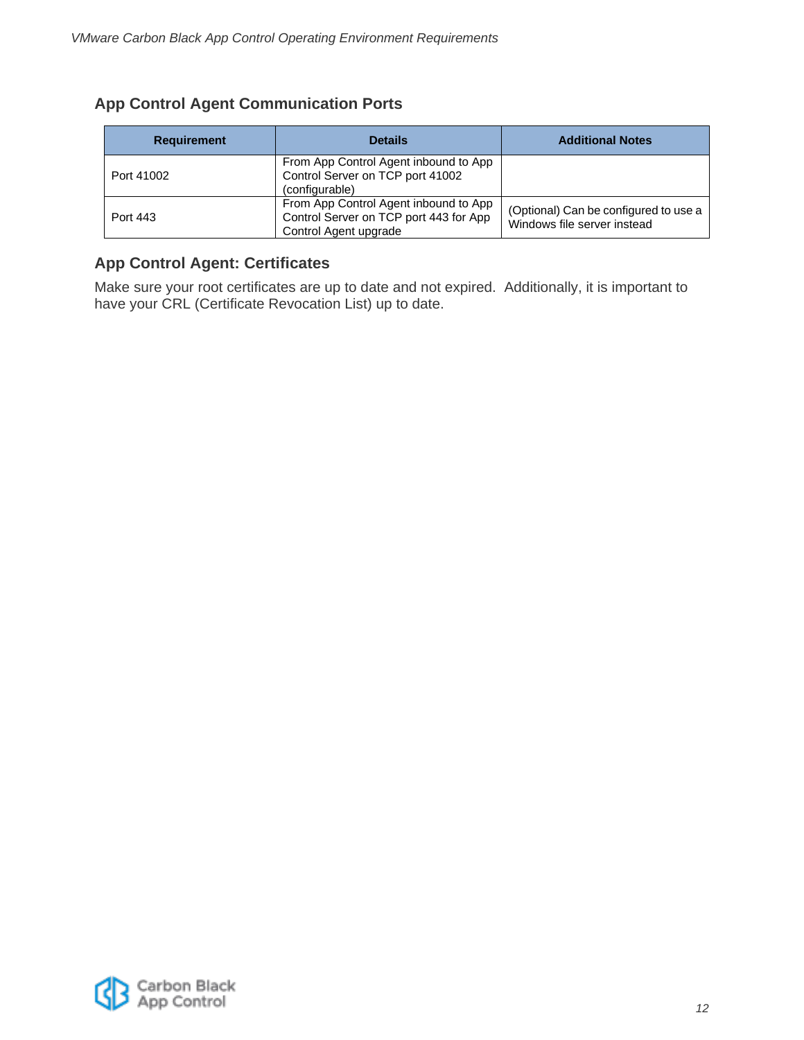## App Control Agent Communication Ports

| Requirement | Details | Additional Notes |
|---|---|---|
| Port 41002 | From App Control Agent inbound to App Control Server on TCP port 41002 (configurable) | |
| Port 443 | From App Control Agent inbound to App Control Server on TCP port 443 for App Control Agent upgrade | (Optional) Can be configured to use a Windows file server instead |

## App Control Agent: Certificates

Make sure your root certificates are up to date and not expired. Additionally, it is important to have your CRL (Certificate Revocation List) up to date.